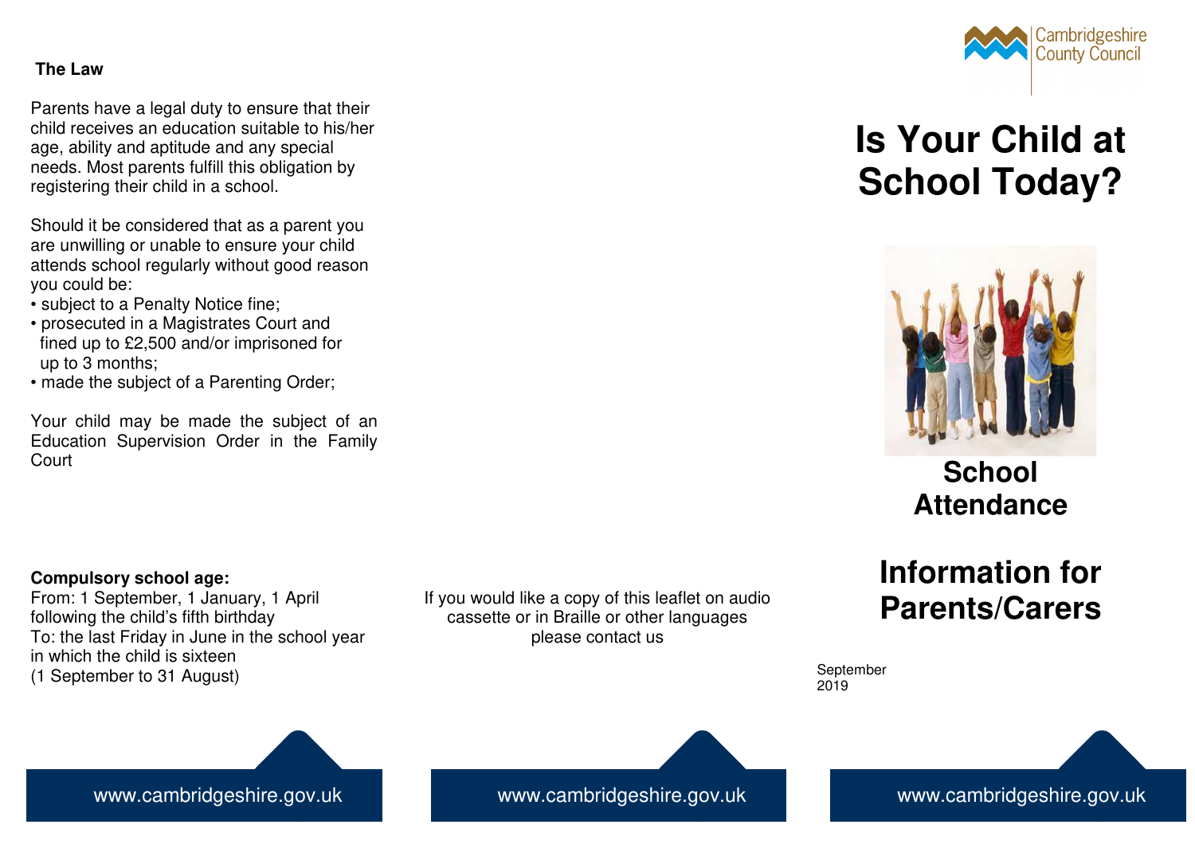## The Law

Parents have a legal duty to ensure that their child receives an education suitable to his/her age, ability and aptitude and any special needs. Most parents fulfill this obligation by registering their child in a school.

Should it be considered that as a parent you are unwilling or unable to ensure your child attends school regularly without good reason you could be:

- subject to a Penalty Notice fine;
- prosecuted in a Magistrates Court and fined up to £2,500 and/or imprisoned for up to 3 months;
- made the subject of a Parenting Order;

Your child may be made the subject of an Education Supervision Order in the Family Court

**Compulsory school age:**
From: 1 September, 1 January, 1 April following the child's fifth birthday
To: the last Friday in June in the school year in which the child is sixteen
(1 September to 31 August)

www.cambridgeshire.gov.uk

If you would like a copy of this leaflet on audio cassette or in Braille or other languages please contact us

www.cambridgeshire.gov.uk

Cambridgeshire County Council

# Is Your Child at School Today?

## School Attendance

## Information for Parents/Carers

September 2019

www.cambridgeshire.gov.uk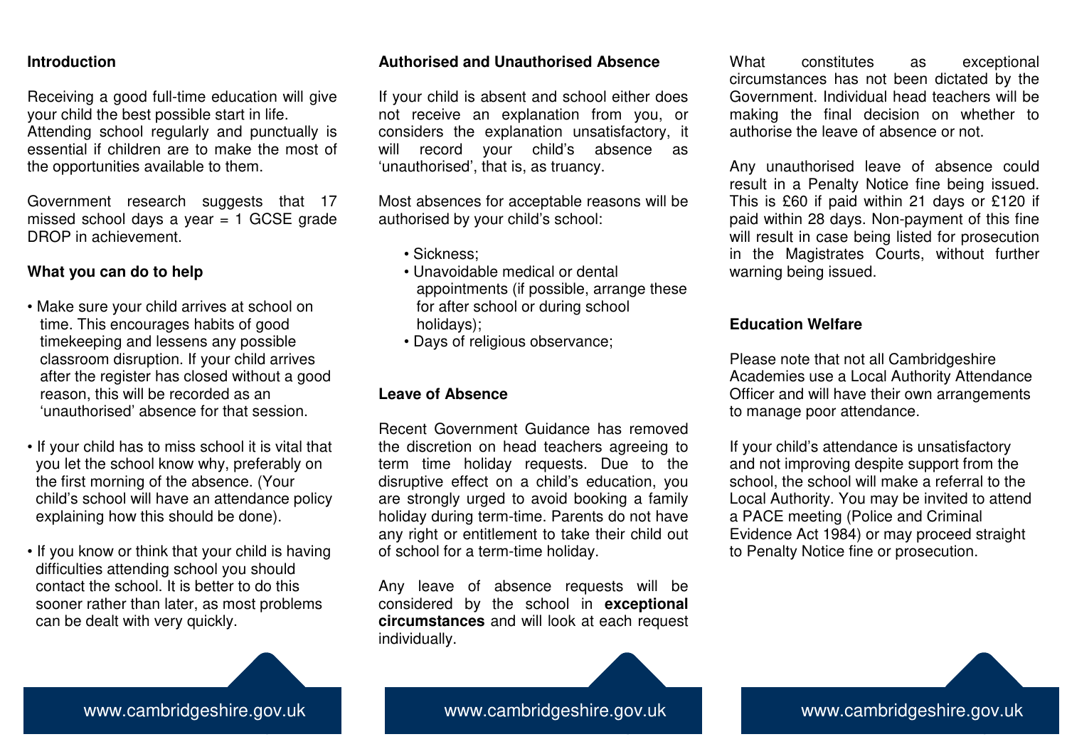## Introduction

Receiving a good full-time education will give your child the best possible start in life. Attending school regularly and punctually is essential if children are to make the most of the opportunities available to them.

Government research suggests that 17 missed school days a year = 1 GCSE grade DROP in achievement.

## What you can do to help

- Make sure your child arrives at school on time. This encourages habits of good timekeeping and lessens any possible classroom disruption. If your child arrives after the register has closed without a good reason, this will be recorded as an 'unauthorised' absence for that session.
- If your child has to miss school it is vital that you let the school know why, preferably on the first morning of the absence. (Your child's school will have an attendance policy explaining how this should be done).
- If you know or think that your child is having difficulties attending school you should contact the school. It is better to do this sooner rather than later, as most problems can be dealt with very quickly.

## Authorised and Unauthorised Absence

If your child is absent and school either does not receive an explanation from you, or considers the explanation unsatisfactory, it will record your child's absence as 'unauthorised', that is, as truancy.

Most absences for acceptable reasons will be authorised by your child's school:

- Sickness;
- Unavoidable medical or dental appointments (if possible, arrange these for after school or during school holidays);
- Days of religious observance;

## Leave of Absence

Recent Government Guidance has removed the discretion on head teachers agreeing to term time holiday requests. Due to the disruptive effect on a child's education, you are strongly urged to avoid booking a family holiday during term-time. Parents do not have any right or entitlement to take their child out of school for a term-time holiday.

Any leave of absence requests will be considered by the school in **exceptional circumstances** and will look at each request individually.

What constitutes as exceptional circumstances has not been dictated by the Government. Individual head teachers will be making the final decision on whether to authorise the leave of absence or not.

Any unauthorised leave of absence could result in a Penalty Notice fine being issued. This is £60 if paid within 21 days or £120 if paid within 28 days. Non-payment of this fine will result in case being listed for prosecution in the Magistrates Courts, without further warning being issued.

## Education Welfare

Please note that not all Cambridgeshire Academies use a Local Authority Attendance Officer and will have their own arrangements to manage poor attendance.

If your child's attendance is unsatisfactory and not improving despite support from the school, the school will make a referral to the Local Authority. You may be invited to attend a PACE meeting (Police and Criminal Evidence Act 1984) or may proceed straight to Penalty Notice fine or prosecution.

www.cambridgeshire.gov.uk